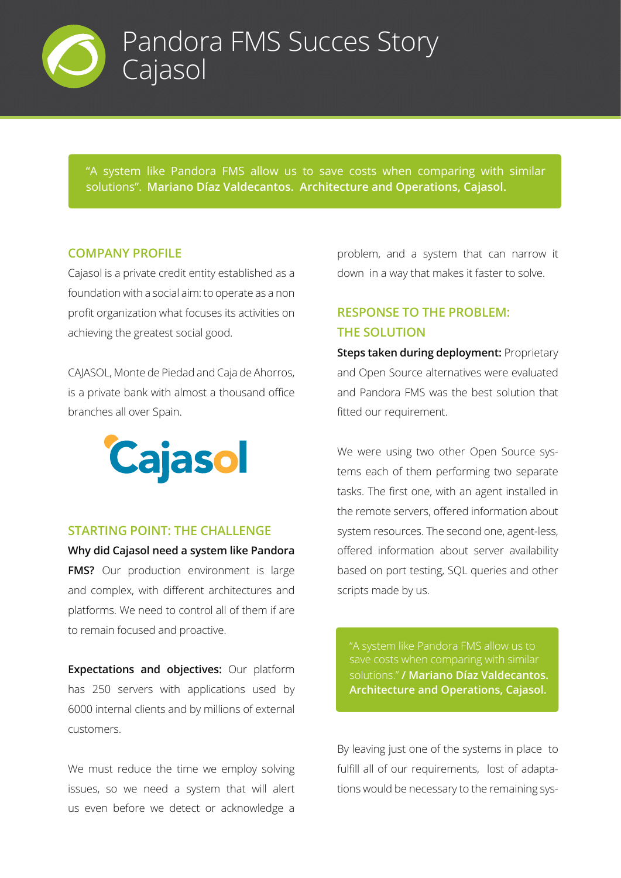# Pandora FMS Succes Story Cajasol

"A system like Pandora FMS allow us to save costs when comparing with similar solutions". **Mariano Díaz Valdecantos. Architecture and Operations, Cajasol.**

## COMPANY PROFILE

Cajasol is a private credit entity established as a foundation with a social aim: to operate as a non profit organization what focuses its activities on achieving the greatest social good.

CAJASOL, Monte de Piedad and Caja de Ahorros, is a private bank with almost a thousand office branches all over Spain.

## STARTING POINT: THE CHALLENGE

**Why did Cajasol need a system like Pandora FMS?** Our production environment is large and complex, with different architectures and platforms. We need to control all of them if are to remain focused and proactive.

**Expectations and objectives:** Our platform has 250 servers with applications used by 6000 internal clients and by millions of external customers.

We must reduce the time we employ solving issues, so we need a system that will alert us even before we detect or acknowledge a problem, and a system that can narrow it down in a way that makes it faster to solve.

## RESPONSE TO THE PROBLEM: THE SOLUTION

**Steps taken during deployment:** Proprietary and Open Source alternatives were evaluated and Pandora FMS was the best solution that fitted our requirement.

We were using two other Open Source systems each of them performing two separate tasks. The first one, with an agent installed in the remote servers, offered information about system resources. The second one, agent-less, offered information about server availability based on port testing, SQL queries and other scripts made by us.

"A system like Pandora FMS allow us to save costs when comparing with similar solutions." **/ Mariano Díaz Valdecantos. Architecture and Operations, Cajasol.**

By leaving just one of the systems in place to fulfill all of our requirements, lost of adaptations would be necessary to the remaining sys-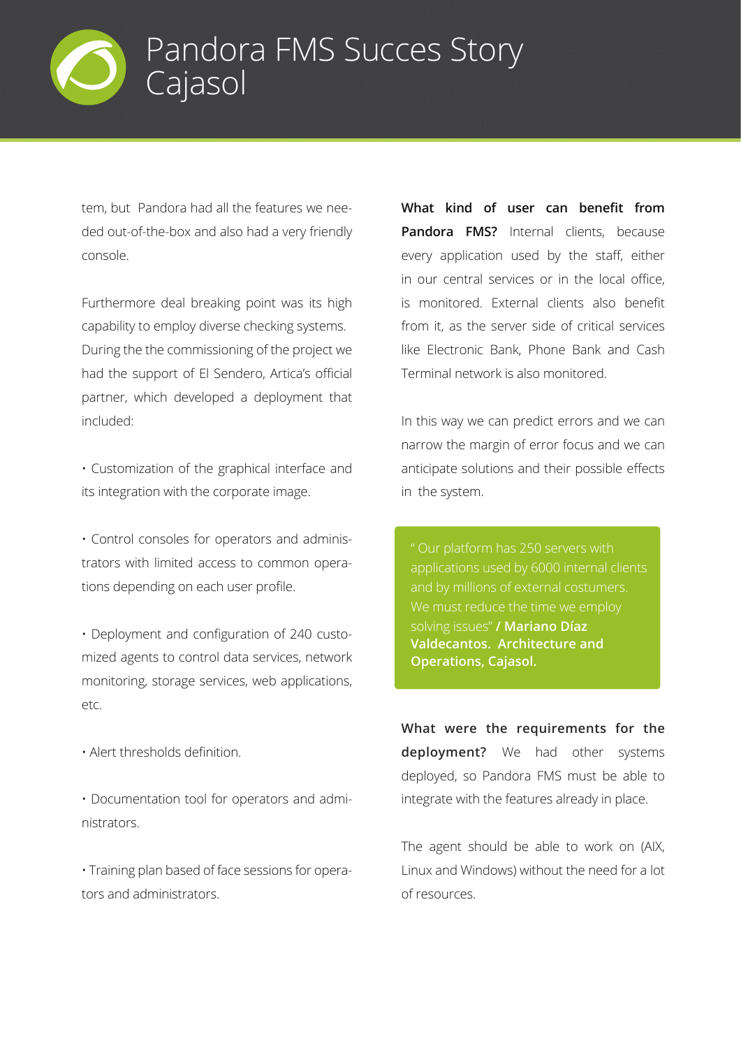tem, but Pandora had all the features we needed out-of-the-box and also had a very friendly console.

Furthermore deal breaking point was its high capability to employ diverse checking systems. During the the commissioning of the project we had the support of El Sendero, Artica's official partner, which developed a deployment that included:

• Customization of the graphical interface and its integration with the corporate image.

• Control consoles for operators and administrators with limited access to common operations depending on each user profile.

• Deployment and configuration of 240 customized agents to control data services, network monitoring, storage services, web applications, etc.

• Alert thresholds definition.

• Documentation tool for operators and administrators.

• Training plan based of face sessions for operators and administrators.

**What kind of user can benefit from Pandora FMS?** Internal clients, because every application used by the staff, either in our central services or in the local office, is monitored. External clients also benefit from it, as the server side of critical services like Electronic Bank, Phone Bank and Cash Terminal network is also monitored.

In this way we can predict errors and we can narrow the margin of error focus and we can anticipate solutions and their possible effects in the system.

> " Our platform has 250 servers with applications used by 6000 internal clients and by millions of external costumers. We must reduce the time we employ solving issues" **/ Mariano Díaz Valdecantos. Architecture and Operations, Cajasol.**

**What were the requirements for the deployment?** We had other systems deployed, so Pandora FMS must be able to integrate with the features already in place.

The agent should be able to work on (AIX, Linux and Windows) without the need for a lot of resources.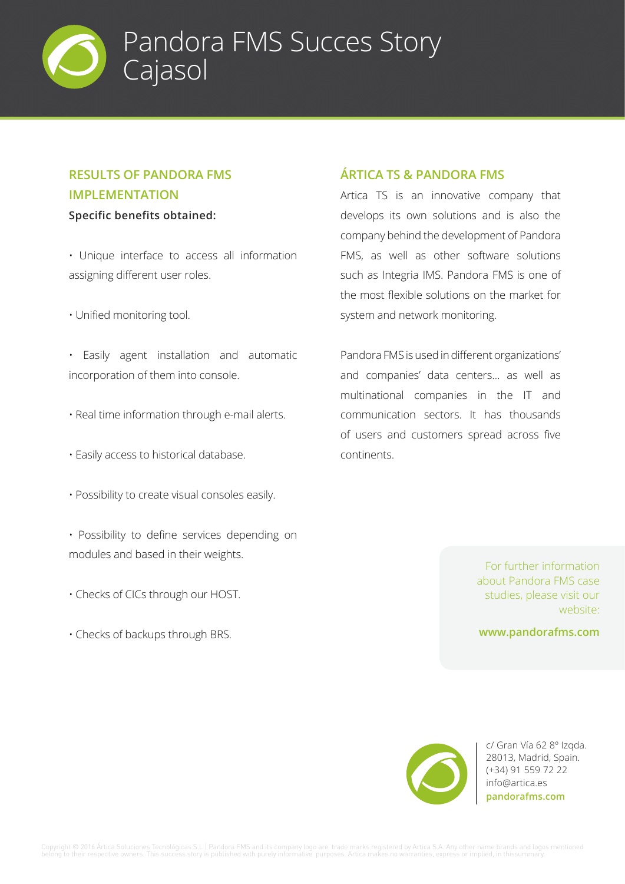# Pandora FMS Succes Story Cajasol

## RESULTS OF PANDORA FMS IMPLEMENTATION

**Specific benefits obtained:**

- Unique interface to access all information assigning different user roles.
- Unified monitoring tool.
- Easily agent installation and automatic incorporation of them into console.
- Real time information through e-mail alerts.
- Easily access to historical database.
- Possibility to create visual consoles easily.
- Possibility to define services depending on modules and based in their weights.
- Checks of CICs through our HOST.
- Checks of backups through BRS.

## ÁRTICA TS & PANDORA FMS

Artica TS is an innovative company that develops its own solutions and is also the company behind the development of Pandora FMS, as well as other software solutions such as Integria IMS. Pandora FMS is one of the most flexible solutions on the market for system and network monitoring.

Pandora FMS is used in different organizations' and companies' data centers... as well as multinational companies in the IT and communication sectors. It has thousands of users and customers spread across five continents.

For further information about Pandora FMS case studies, please visit our website:

**www.pandorafms.com**

c/ Gran Vía 62 8º Izqda.
28013, Madrid, Spain.
(+34) 91 559 72 22
info@artica.es
**pandorafms.com**

Copyright © 2016 Ártica Soluciones Tecnológicas S.L. | Pandora FMS and its company logo are trade marks registered by Artica S.A. Any other name brands and logos mentioned belong to their respective owners. This success story is published with purely informative purposes. Artica makes no warranties, express or implied, in thissummary.